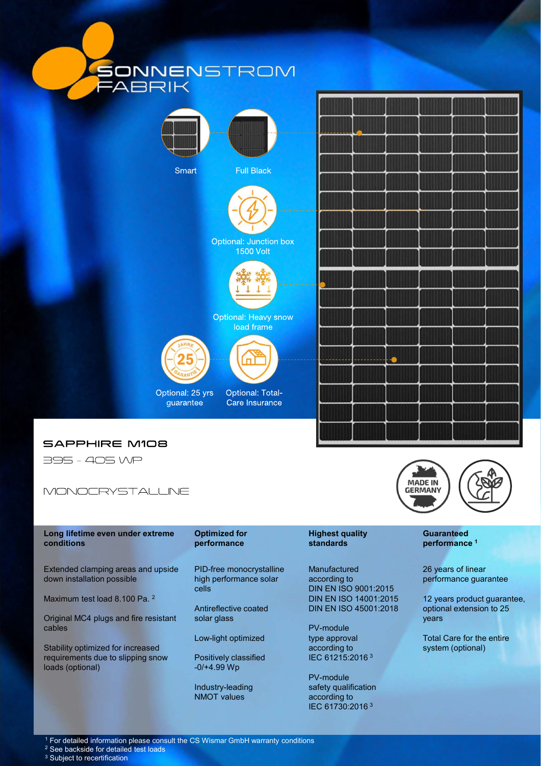SONNENSTROM FABRIK

Smart

Full Black

Optional: Junction box 1500 Volt

Optional: Heavy snow load frame

Optional: 25 yrs guarantee

Optional: Total-Care Insurance

# SAPPHIRE M108

395 - 405 WP

MONOCRYSTALLINE

MADE IN GERMANY

### Long lifetime even under extreme conditions

Extended clamping areas and upside down installation possible

Maximum test load 8.100 Pa. [2]

Original MC4 plugs and fire resistant cables

Stability optimized for increased requirements due to slipping snow loads (optional)

### Optimized for performance

PID-free monocrystalline high performance solar cells

Antireflective coated solar glass

Low-light optimized

Positively classified -0/+4.99 Wp

Industry-leading NMOT values

### Highest quality standards

Manufactured according to
DIN EN ISO 9001:2015
DIN EN ISO 14001:2015
DIN EN ISO 45001:2018

PV-module type approval according to IEC 61215:2016 [3]

PV-module safety qualification according to IEC 61730:2016 [3]

### Guaranteed performance [1]

26 years of linear performance guarantee

12 years product guarantee, optional extension to 25 years

Total Care for the entire system (optional)

[1] For detailed information please consult the CS Wismar GmbH warranty conditions
[2] See backside for detailed test loads
[3] Subject to recertification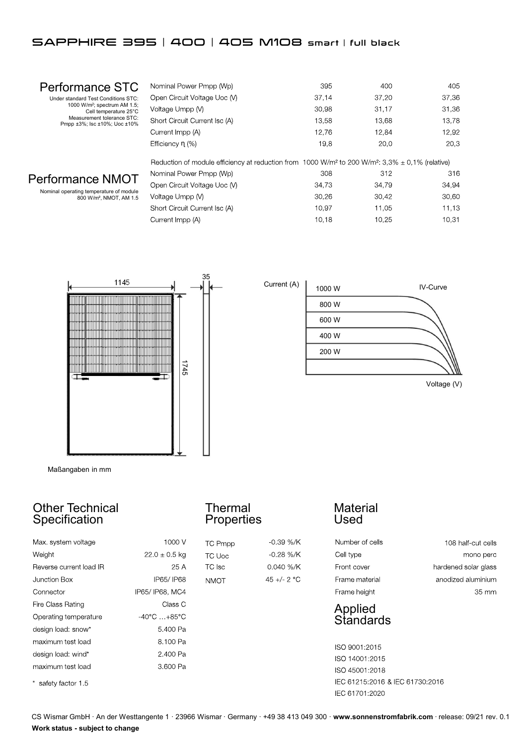# SAPPHIRE 395 | 400 | 405 M108 smart | full black

## Performance STC

Under standard Test Conditions STC: 1000 W/m²; spectrum AM 1.5; Cell temperature 25°C
Measurement tolerance STC: Pmpp ±3%; Isc ±10%; Uoc ±10%

| | | | |
|---|---|---|---|
| Nominal Power Pmpp (Wp) | 395 | 400 | 405 |
| Open Circuit Voltage Uoc (V) | 37,14 | 37,20 | 37,36 |
| Voltage Umpp (V) | 30,98 | 31,17 | 31,36 |
| Short Circuit Current Isc (A) | 13,58 | 13,68 | 13,78 |
| Current Impp (A) | 12,76 | 12,84 | 12,92 |
| Efficiency η (%) | 19,8 | 20,0 | 20,3 |

Reduction of module efficiency at reduction from 1000 W/m² to 200 W/m²: 3,3% ± 0,1% (relative)

## Performance NMOT

Nominal operating temperature of module 800 W/m², NMOT, AM 1.5

| | | | |
|---|---|---|---|
| Nominal Power Pmpp (Wp) | 308 | 312 | 316 |
| Open Circuit Voltage Uoc (V) | 34,73 | 34,79 | 34,94 |
| Voltage Umpp (V) | 30,26 | 30,42 | 30,60 |
| Short Circuit Current Isc (A) | 10,97 | 11,05 | 11,13 |
| Current Impp (A) | 10,18 | 10,25 | 10,31 |

1145
35
1745

Maßangaben in mm

Current (A)
IV-Curve
1000 W
800 W
600 W
400 W
200 W
Voltage (V)

## Other Technical Specification

| | |
|---|---|
| Max. system voltage | 1000 V |
| Weight | 22.0 ± 0.5 kg |
| Reverse current load IR | 25 A |
| Junction Box | IP65/ IP68 |
| Connector | IP65/ IP68, MC4 |
| Fire Class Rating | Class C |
| Operating temperature | -40°C …+85°C |
| design load: snow* | 5.400 Pa |
| maximum test load | 8.100 Pa |
| design load: wind* | 2.400 Pa |
| maximum test load | 3.600 Pa |

* safety factor 1.5

## Thermal Properties

| | |
|---|---|
| TC Pmpp | -0.39 %/K |
| TC Uoc | -0.28 %/K |
| TC Isc | 0.040 %/K |
| NMOT | 45 +/- 2 °C |

## Material Used

| | |
|---|---|
| Number of cells | 108 half-cut cells |
| Cell type | mono perc |
| Front cover | hardened solar glass |
| Frame material | anodized aluminium |
| Frame height | 35 mm |

## Applied Standards

ISO 9001:2015
ISO 14001:2015
ISO 45001:2018
IEC 61215:2016 & IEC 61730:2016
IEC 61701:2020

CS Wismar GmbH · An der Westtangente 1 · 23966 Wismar · Germany · +49 38 413 049 300 · **www.sonnenstromfabrik.com** · release: 09/21 rev. 0.1

**Work status - subject to change**